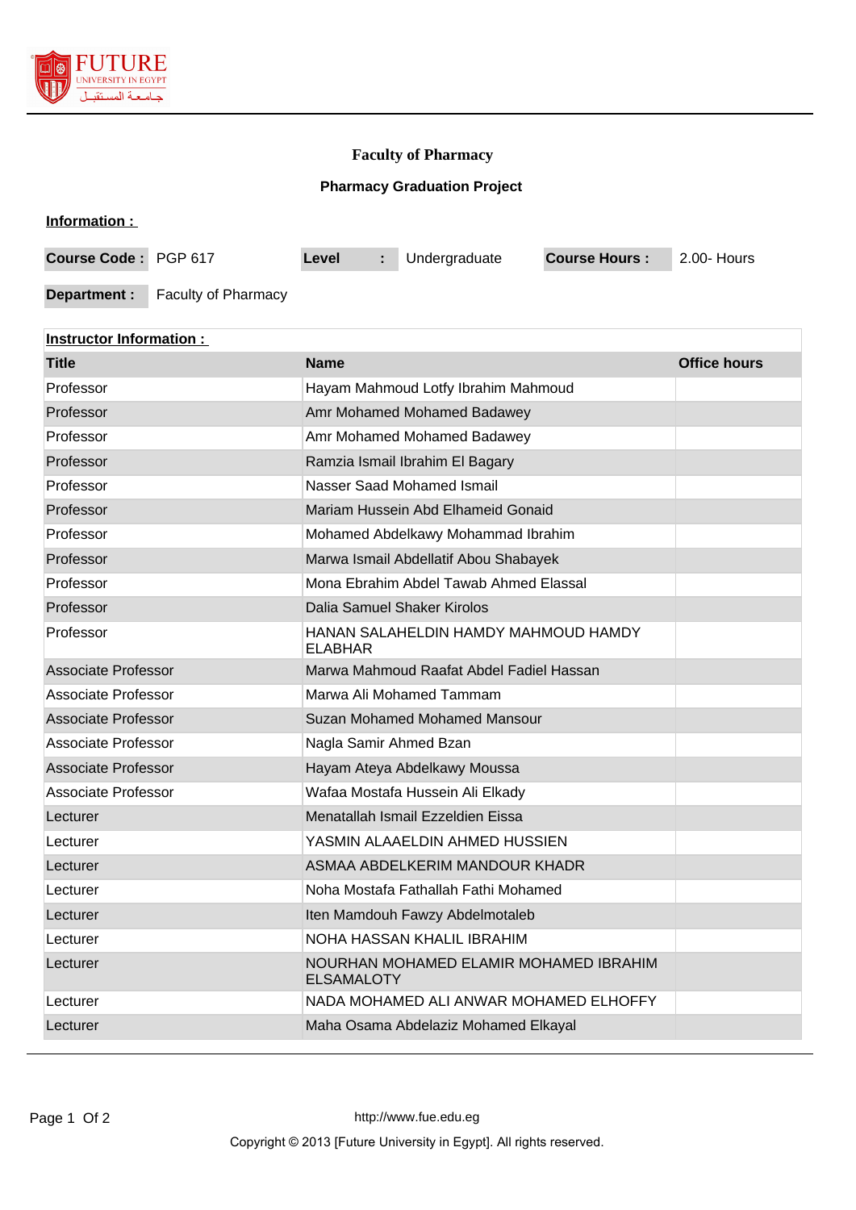# Faculty of Pharmacy

## Pharmacy Graduation Project

**Information :**

| **Course Code :** | PGP 617 | **Level** | **:** | Undergraduate | **Course Hours :** | 2.00- Hours |
|---|---|---|---|---|---|---|
| **Department :** | Faculty of Pharmacy | | | | | |

**Instructor Information :**

| Title | Name | Office hours |
|---|---|---|
| Professor | Hayam Mahmoud Lotfy Ibrahim Mahmoud | |
| Professor | Amr Mohamed Mohamed Badawey | |
| Professor | Amr Mohamed Mohamed Badawey | |
| Professor | Ramzia Ismail Ibrahim El Bagary | |
| Professor | Nasser Saad Mohamed Ismail | |
| Professor | Mariam Hussein Abd Elhameid Gonaid | |
| Professor | Mohamed Abdelkawy Mohammad Ibrahim | |
| Professor | Marwa Ismail Abdellatif Abou Shabayek | |
| Professor | Mona Ebrahim Abdel Tawab Ahmed Elassal | |
| Professor | Dalia Samuel Shaker Kirolos | |
| Professor | HANAN SALAHELDIN HAMDY MAHMOUD HAMDY ELABHAR | |
| Associate Professor | Marwa Mahmoud Raafat Abdel Fadiel Hassan | |
| Associate Professor | Marwa Ali Mohamed Tammam | |
| Associate Professor | Suzan Mohamed Mohamed Mansour | |
| Associate Professor | Nagla Samir Ahmed Bzan | |
| Associate Professor | Hayam Ateya Abdelkawy Moussa | |
| Associate Professor | Wafaa Mostafa Hussein Ali Elkady | |
| Lecturer | Menatallah Ismail Ezzeldien Eissa | |
| Lecturer | YASMIN ALAAELDIN AHMED HUSSIEN | |
| Lecturer | ASMAA ABDELKERIM MANDOUR KHADR | |
| Lecturer | Noha Mostafa Fathallah Fathi Mohamed | |
| Lecturer | Iten Mamdouh Fawzy Abdelmotaleb | |
| Lecturer | NOHA HASSAN KHALIL IBRAHIM | |
| Lecturer | NOURHAN MOHAMED ELAMIR MOHAMED IBRAHIM ELSAMALOTY | |
| Lecturer | NADA MOHAMED ALI ANWAR MOHAMED ELHOFFY | |
| Lecturer | Maha Osama Abdelaziz Mohamed Elkayal | |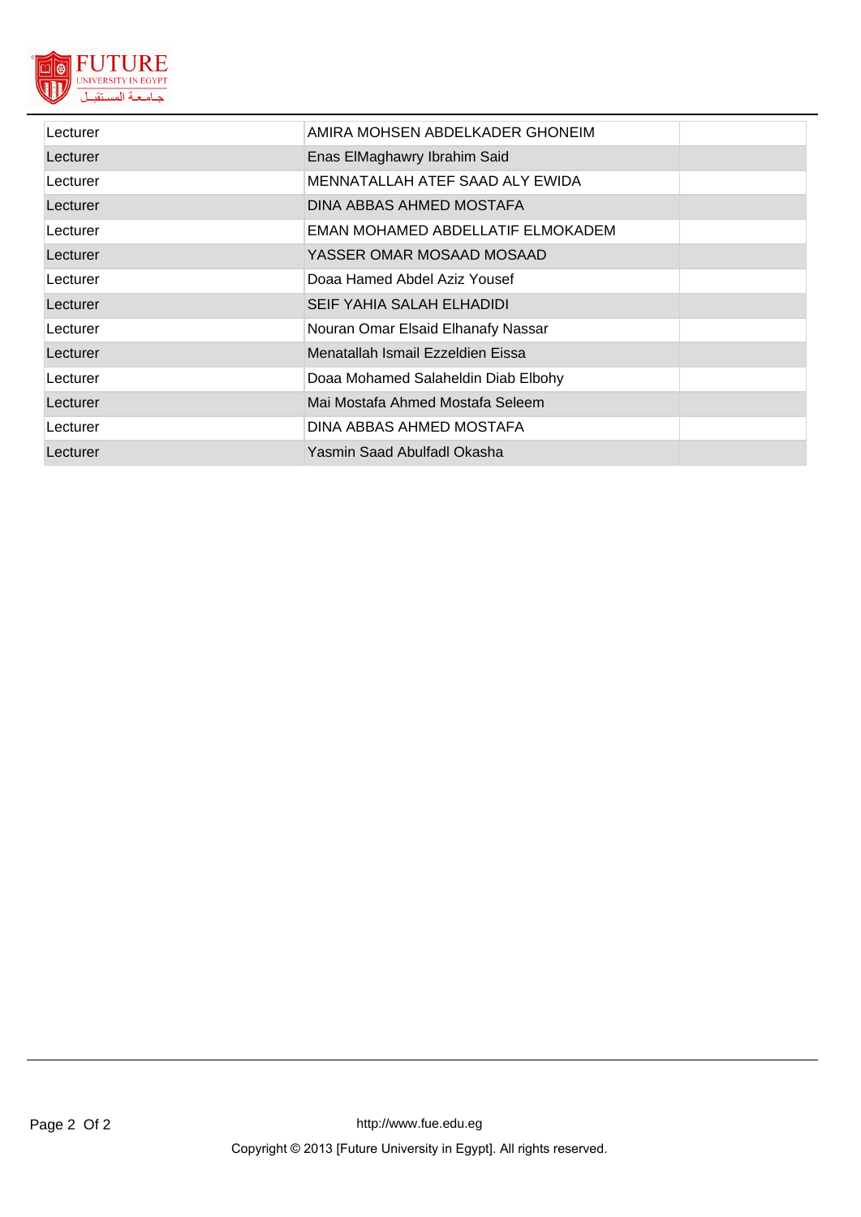| | | |
|---|---|---|
| Lecturer | AMIRA MOHSEN ABDELKADER GHONEIM | |
| Lecturer | Enas ElMaghawry Ibrahim Said | |
| Lecturer | MENNATALLAH ATEF SAAD ALY EWIDA | |
| Lecturer | DINA ABBAS AHMED MOSTAFA | |
| Lecturer | EMAN MOHAMED ABDELLATIF ELMOKADEM | |
| Lecturer | YASSER OMAR MOSAAD MOSAAD | |
| Lecturer | Doaa Hamed Abdel Aziz Yousef | |
| Lecturer | SEIF YAHIA SALAH ELHADIDI | |
| Lecturer | Nouran Omar Elsaid Elhanafy Nassar | |
| Lecturer | Menatallah Ismail Ezzeldien Eissa | |
| Lecturer | Doaa Mohamed Salaheldin Diab Elbohy | |
| Lecturer | Mai Mostafa Ahmed Mostafa Seleem | |
| Lecturer | DINA ABBAS AHMED MOSTAFA | |
| Lecturer | Yasmin Saad Abulfadl Okasha | |

http://www.fue.edu.eg

Copyright © 2013 [Future University in Egypt]. All rights reserved.